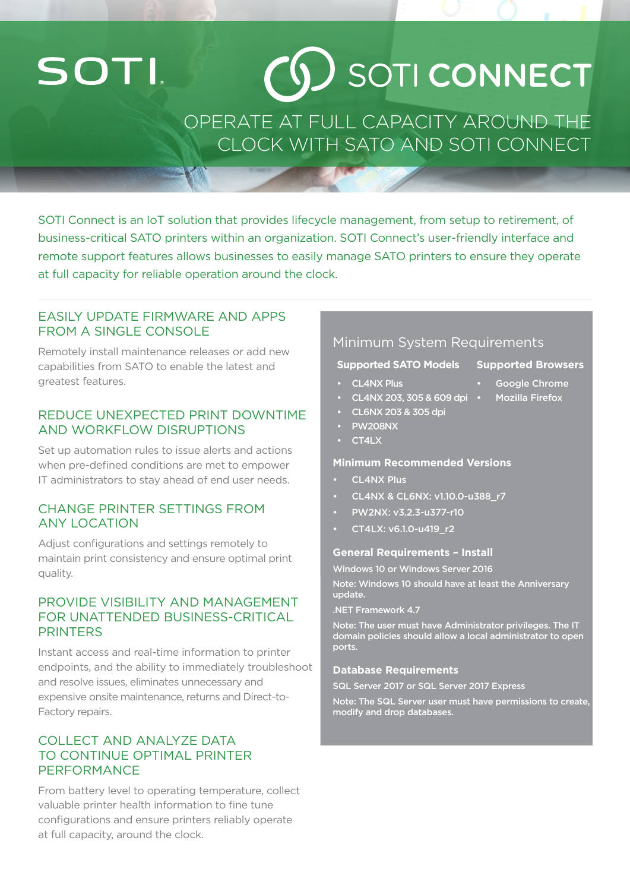SOTI

# SOTI CONNECT

## OPERATE AT FULL CAPACITY AROUND THE CLOCK WITH SATO AND SOTI CONNECT

SOTI Connect is an IoT solution that provides lifecycle management, from setup to retirement, of business-critical SATO printers within an organization. SOTI Connect's user-friendly interface and remote support features allows businesses to easily manage SATO printers to ensure they operate at full capacity for reliable operation around the clock.

### EASILY UPDATE FIRMWARE AND APPS FROM A SINGLE CONSOLE

Remotely install maintenance releases or add new capabilities from SATO to enable the latest and greatest features.

### REDUCE UNEXPECTED PRINT DOWNTIME AND WORKFLOW DISRUPTIONS

Set up automation rules to issue alerts and actions when pre-defined conditions are met to empower IT administrators to stay ahead of end user needs.

### CHANGE PRINTER SETTINGS FROM ANY LOCATION

Adjust configurations and settings remotely to maintain print consistency and ensure optimal print quality.

### PROVIDE VISIBILITY AND MANAGEMENT FOR UNATTENDED BUSINESS-CRITICAL PRINTERS

Instant access and real-time information to printer endpoints, and the ability to immediately troubleshoot and resolve issues, eliminates unnecessary and expensive onsite maintenance, returns and Direct-to-Factory repairs.

### COLLECT AND ANALYZE DATA TO CONTINUE OPTIMAL PRINTER PERFORMANCE

From battery level to operating temperature, collect valuable printer health information to fine tune configurations and ensure printers reliably operate at full capacity, around the clock.

## Minimum System Requirements

**Supported SATO Models**

- CL4NX Plus
- CL4NX 203, 305 & 609 dpi
- CL6NX 203 & 305 dpi
- PW208NX
- CT4LX

**Supported Browsers**

- Google Chrome
- Mozilla Firefox

**Minimum Recommended Versions**

- CL4NX Plus
- CL4NX & CL6NX: v1.10.0-u388_r7
- PW2NX: v3.2.3-u377-r10
- CT4LX: v6.1.0-u419_r2

**General Requirements – Install**

Windows 10 or Windows Server 2016

Note: Windows 10 should have at least the Anniversary update.

.NET Framework 4.7

Note: The user must have Administrator privileges. The IT domain policies should allow a local administrator to open ports.

**Database Requirements**

SQL Server 2017 or SQL Server 2017 Express

Note: The SQL Server user must have permissions to create, modify and drop databases.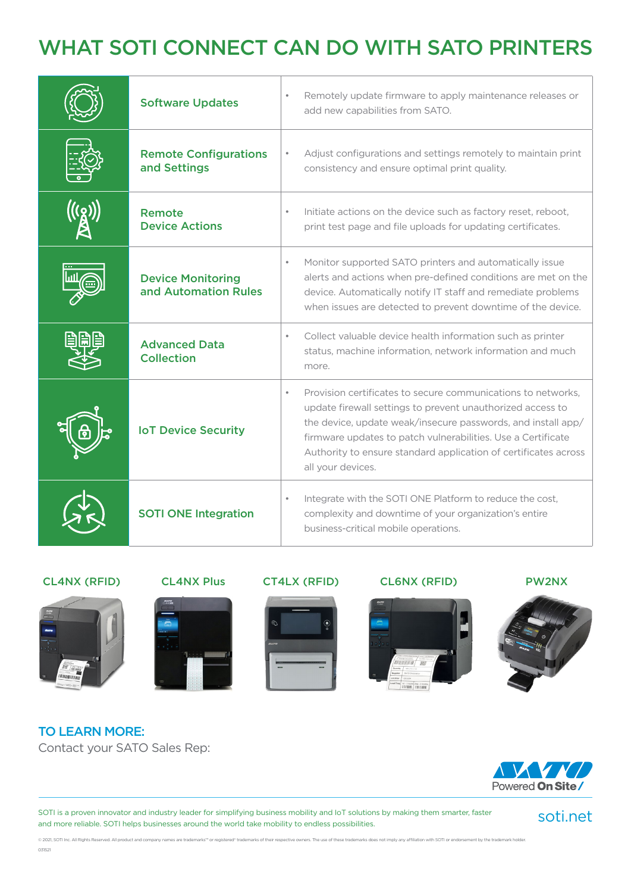# WHAT SOTI CONNECT CAN DO WITH SATO PRINTERS

| | | |
|---|---|---|
| | **Software Updates** | • Remotely update firmware to apply maintenance releases or add new capabilities from SATO. |
| | **Remote Configurations and Settings** | • Adjust configurations and settings remotely to maintain print consistency and ensure optimal print quality. |
| | **Remote Device Actions** | • Initiate actions on the device such as factory reset, reboot, print test page and file uploads for updating certificates. |
| | **Device Monitoring and Automation Rules** | • Monitor supported SATO printers and automatically issue alerts and actions when pre-defined conditions are met on the device. Automatically notify IT staff and remediate problems when issues are detected to prevent downtime of the device. |
| | **Advanced Data Collection** | • Collect valuable device health information such as printer status, machine information, network information and much more. |
| | **IoT Device Security** | • Provision certificates to secure communications to networks, update firewall settings to prevent unauthorized access to the device, update weak/insecure passwords, and install app/firmware updates to patch vulnerabilities. Use a Certificate Authority to ensure standard application of certificates across all your devices. |
| | **SOTI ONE Integration** | • Integrate with the SOTI ONE Platform to reduce the cost, complexity and downtime of your organization's entire business-critical mobile operations. |

CL4NX (RFID)

CL4NX Plus

CT4LX (RFID)

CL6NX (RFID)

PW2NX

## TO LEARN MORE:

Contact your SATO Sales Rep:

SATO Powered On Site

SOTI is a proven innovator and industry leader for simplifying business mobility and IoT solutions by making them smarter, faster and more reliable. SOTI helps businesses around the world take mobility to endless possibilities.

soti.net

© 2021, SOTI Inc. All Rights Reserved. All product and company names are trademarks™ or registered® trademarks of their respective owners. The use of these trademarks does not imply any affiliation with SOTI or endorsement by the trademark holder.

031521